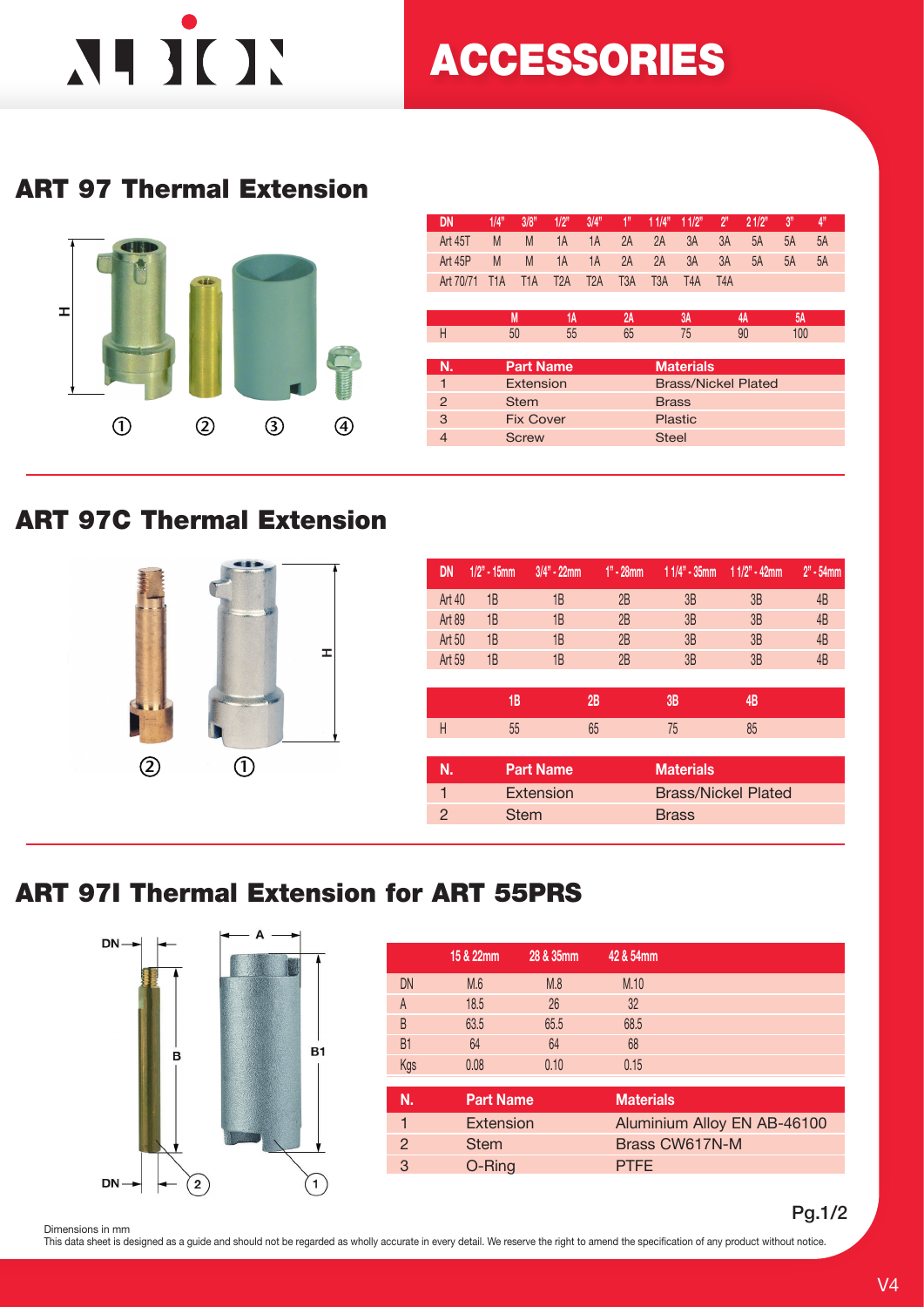# ACCESSORIES

## ART 97 Thermal Extension

| DN | 1/4" | 3/8" | 1/2" | 3/4" | 1" | 1 1/4" | 1 1/2" | 2" | 2 1/2" | 3" | 4" |
|---|---|---|---|---|---|---|---|---|---|---|---|
| Art 45T | M | M | 1A | 1A | 2A | 2A | 3A | 3A | 5A | 5A | 5A |
| Art 45P | M | M | 1A | 1A | 2A | 2A | 3A | 3A | 5A | 5A | 5A |
| Art 70/71 | T1A | T1A | T2A | T2A | T3A | T3A | T4A | T4A | | | |

| | M | 1A | 2A | 3A | 4A | 5A |
|---|---|---|---|---|---|---|
| H | 50 | 55 | 65 | 75 | 90 | 100 |

| N. | Part Name | Materials |
|---|---|---|
| 1 | Extension | Brass/Nickel Plated |
| 2 | Stem | Brass |
| 3 | Fix Cover | Plastic |
| 4 | Screw | Steel |

## ART 97C Thermal Extension

| DN | 1/2" - 15mm | 3/4" - 22mm | 1" - 28mm | 1 1/4" - 35mm | 1 1/2" - 42mm | 2" - 54mm |
|---|---|---|---|---|---|---|
| Art 40 | 1B | 1B | 2B | 3B | 3B | 4B |
| Art 89 | 1B | 1B | 2B | 3B | 3B | 4B |
| Art 50 | 1B | 1B | 2B | 3B | 3B | 4B |
| Art 59 | 1B | 1B | 2B | 3B | 3B | 4B |

| | 1B | 2B | 3B | 4B |
|---|---|---|---|---|
| H | 55 | 65 | 75 | 85 |

| N. | Part Name | Materials |
|---|---|---|
| 1 | Extension | Brass/Nickel Plated |
| 2 | Stem | Brass |

## ART 97I Thermal Extension for ART 55PRS

| | 15 & 22mm | 28 & 35mm | 42 & 54mm |
|---|---|---|---|
| DN | M.6 | M.8 | M.10 |
| A | 18.5 | 26 | 32 |
| B | 63.5 | 65.5 | 68.5 |
| B1 | 64 | 64 | 68 |
| Kgs | 0.08 | 0.10 | 0.15 |

| N. | Part Name | Materials |
|---|---|---|
| 1 | Extension | Aluminium Alloy EN AB-46100 |
| 2 | Stem | Brass CW617N-M |
| 3 | O-Ring | PTFE |

Dimensions in mm

This data sheet is designed as a guide and should not be regarded as wholly accurate in every detail. We reserve the right to amend the specification of any product without notice.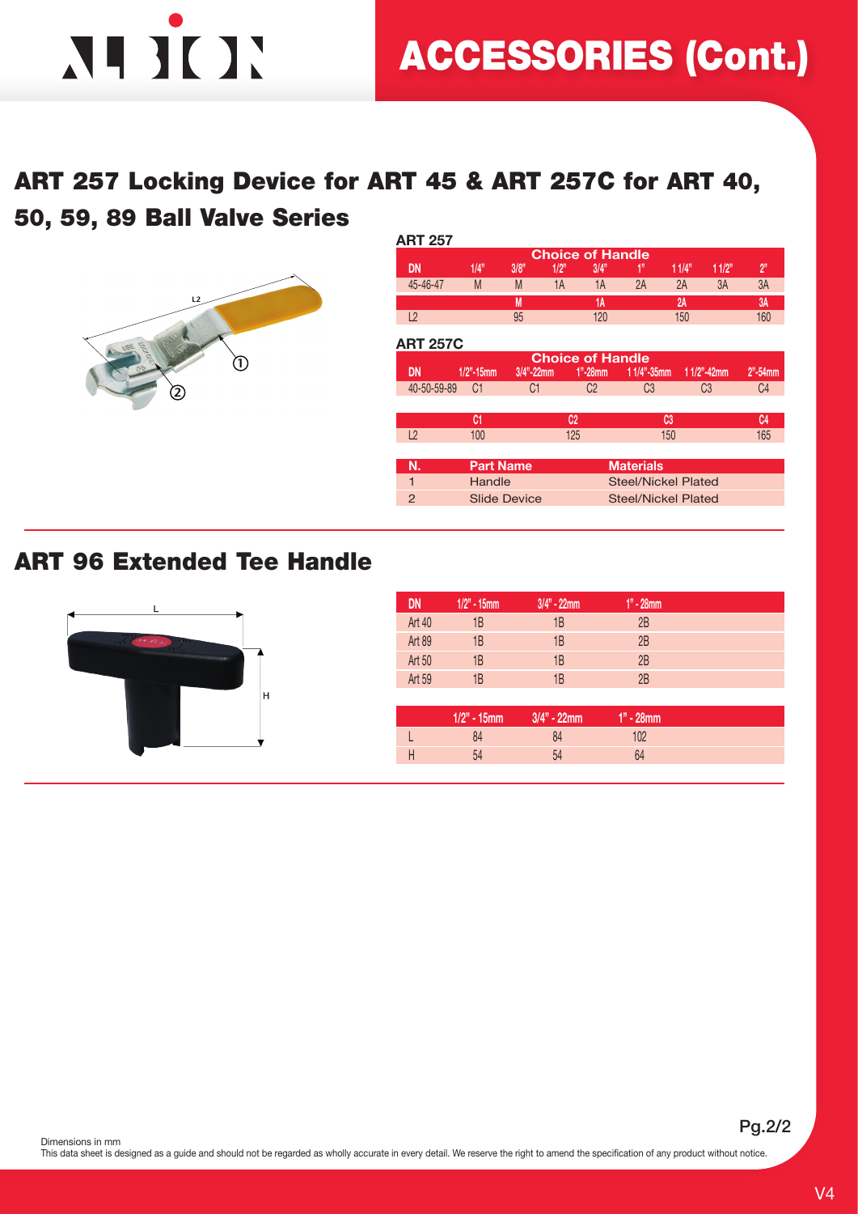# ACCESSORIES (Cont.)

## ART 257 Locking Device for ART 45 & ART 257C for ART 40, 50, 59, 89 Ball Valve Series

L2

①

②

**ART 257**

| | Choice of Handle | | | | | | | |
|---|---|---|---|---|---|---|---|---|
| DN | 1/4" | 3/8" | 1/2" | 3/4" | 1" | 1 1/4" | 1 1/2" | 2" |
| 45-46-47 | M | M | 1A | 1A | 2A | 2A | 3A | 3A |

| | M | 1A | 2A | 3A |
|---|---|---|---|---|
| L2 | 95 | 120 | 150 | 160 |

**ART 257C**

| | Choice of Handle | | | | | |
|---|---|---|---|---|---|---|
| DN | 1/2"-15mm | 3/4"-22mm | 1"-28mm | 1 1/4"-35mm | 1 1/2"-42mm | 2"-54mm |
| 40-50-59-89 | C1 | C1 | C2 | C3 | C3 | C4 |

| | C1 | C2 | C3 | C4 |
|---|---|---|---|---|
| L2 | 100 | 125 | 150 | 165 |

| N. | Part Name | Materials |
|---|---|---|
| 1 | Handle | Steel/Nickel Plated |
| 2 | Slide Device | Steel/Nickel Plated |

## ART 96 Extended Tee Handle

L

H

| DN | 1/2" - 15mm | 3/4" - 22mm | 1" - 28mm |
|---|---|---|---|
| Art 40 | 1B | 1B | 2B |
| Art 89 | 1B | 1B | 2B |
| Art 50 | 1B | 1B | 2B |
| Art 59 | 1B | 1B | 2B |

| | 1/2" - 15mm | 3/4" - 22mm | 1" - 28mm |
|---|---|---|---|
| L | 84 | 84 | 102 |
| H | 54 | 54 | 64 |

Dimensions in mm

This data sheet is designed as a guide and should not be regarded as wholly accurate in every detail. We reserve the right to amend the specification of any product without notice.